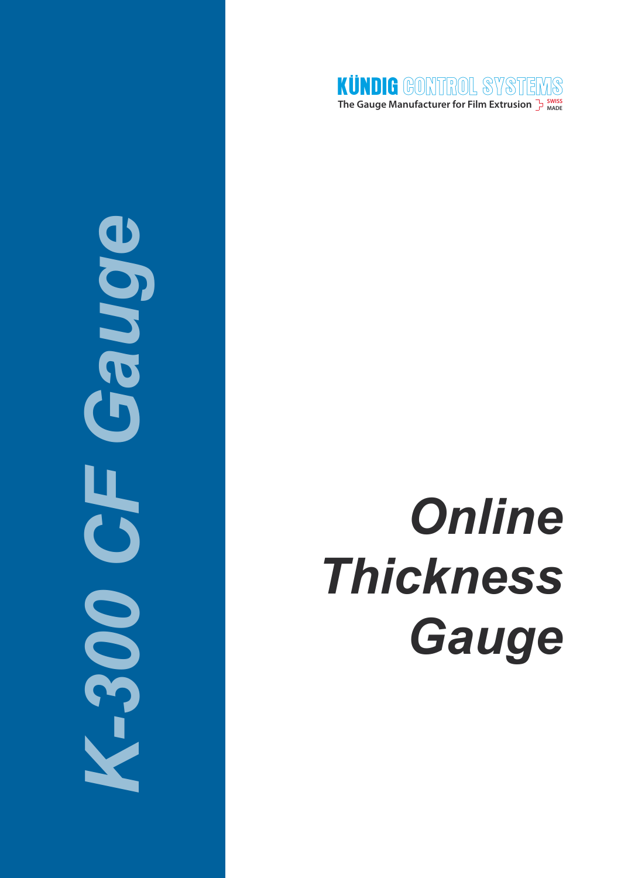**KÜNDIG CONTROL SYSTEMS**

The Gauge Manufacturer for Film Extrusion SWISS MADE

# K-300 CF Gauge

# *Online Thickness Gauge*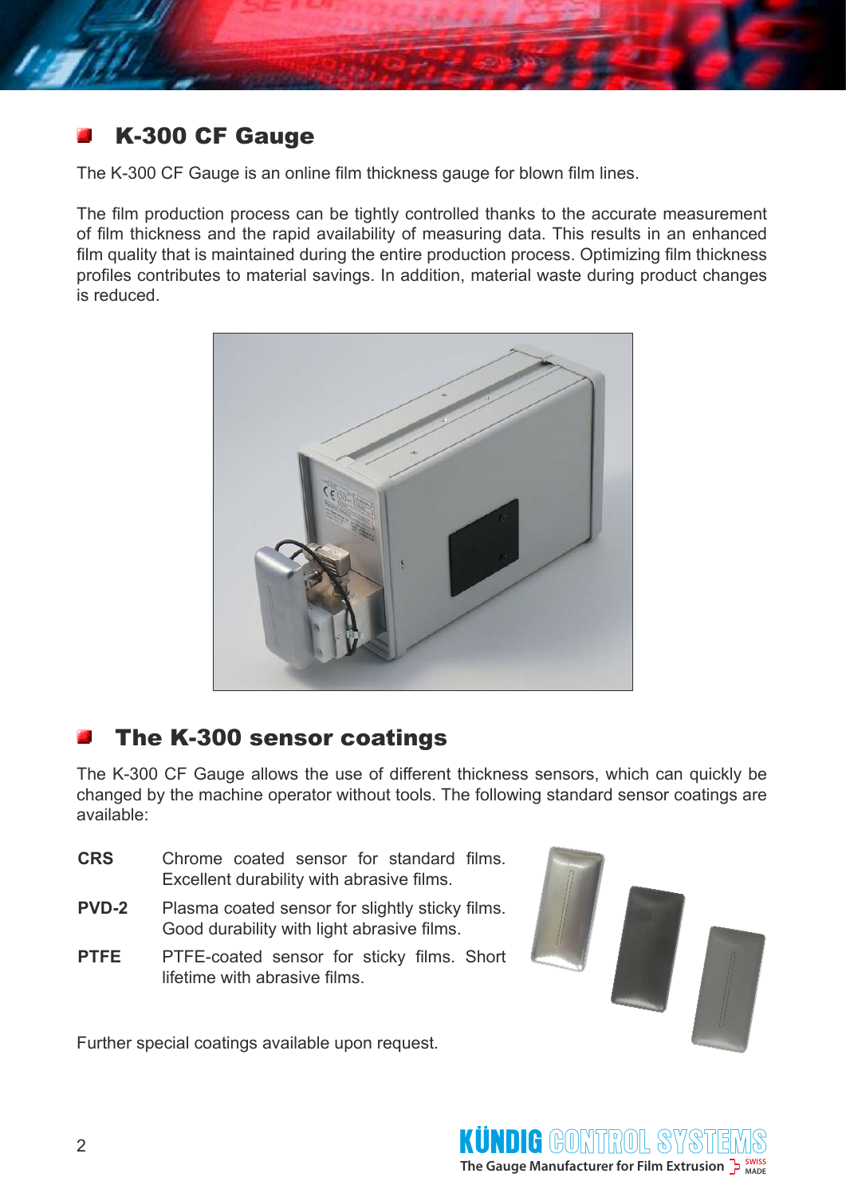## K-300 CF Gauge

The K-300 CF Gauge is an online film thickness gauge for blown film lines.

The film production process can be tightly controlled thanks to the accurate measurement of film thickness and the rapid availability of measuring data. This results in an enhanced film quality that is maintained during the entire production process. Optimizing film thickness profiles contributes to material savings. In addition, material waste during product changes is reduced.

## The K-300 sensor coatings

The K-300 CF Gauge allows the use of different thickness sensors, which can quickly be changed by the machine operator without tools. The following standard sensor coatings are available:

**CRS** Chrome coated sensor for standard films. Excellent durability with abrasive films.

**PVD-2** Plasma coated sensor for slightly sticky films. Good durability with light abrasive films.

**PTFE** PTFE-coated sensor for sticky films. Short lifetime with abrasive films.

Further special coatings available upon request.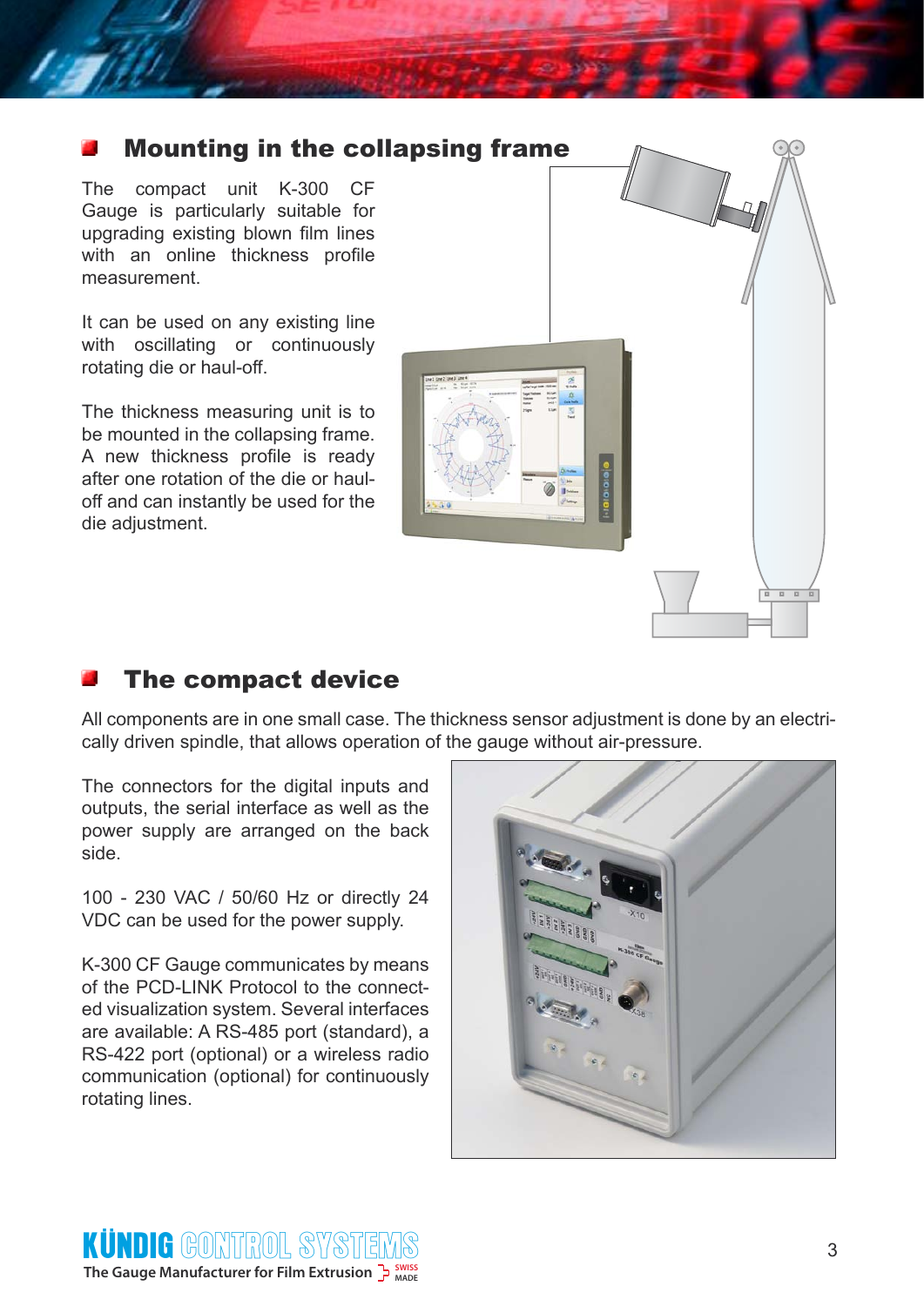## Mounting in the collapsing frame

The compact unit K-300 CF Gauge is particularly suitable for upgrading existing blown film lines with an online thickness profile measurement.

It can be used on any existing line with oscillating or continuously rotating die or haul-off.

The thickness measuring unit is to be mounted in the collapsing frame. A new thickness profile is ready after one rotation of the die or haul-off and can instantly be used for the die adjustment.

## The compact device

All components are in one small case. The thickness sensor adjustment is done by an electrically driven spindle, that allows operation of the gauge without air-pressure.

The connectors for the digital inputs and outputs, the serial interface as well as the power supply are arranged on the back side.

100 - 230 VAC / 50/60 Hz or directly 24 VDC can be used for the power supply.

K-300 CF Gauge communicates by means of the PCD-LINK Protocol to the connected visualization system. Several interfaces are available: A RS-485 port (standard), a RS-422 port (optional) or a wireless radio communication (optional) for continuously rotating lines.

KÜNDIG CONTROL SYSTEMS
The Gauge Manufacturer for Film Extrusion SWISS MADE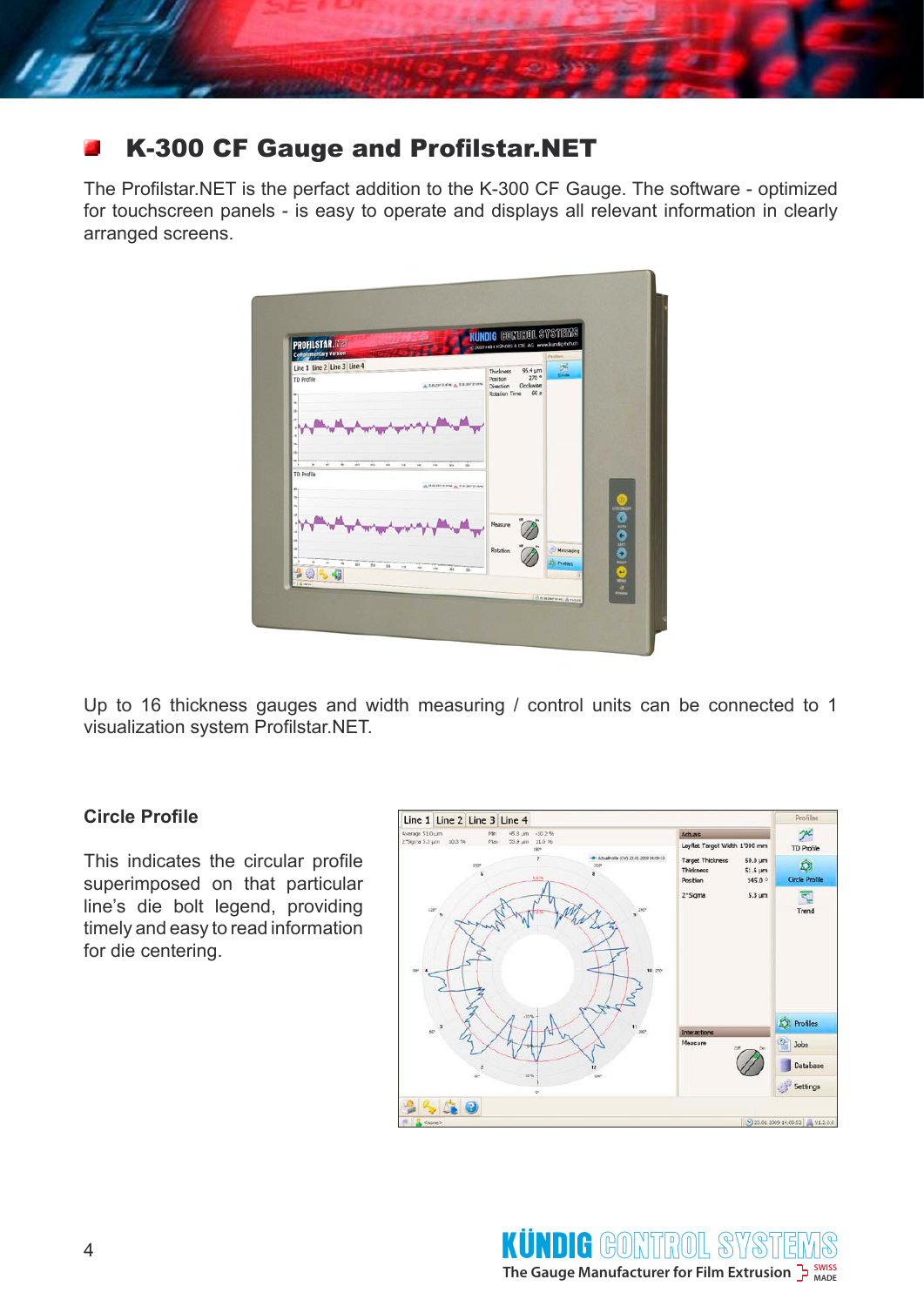## K-300 CF Gauge and Profilstar.NET

The Profilstar.NET is the perfact addition to the K-300 CF Gauge. The software - optimized for touchscreen panels - is easy to operate and displays all relevant information in clearly arranged screens.

Up to 16 thickness gauges and width measuring / control units can be connected to 1 visualization system Profilstar.NET.

### Circle Profile

This indicates the circular profile superimposed on that particular line's die bolt legend, providing timely and easy to read information for die centering.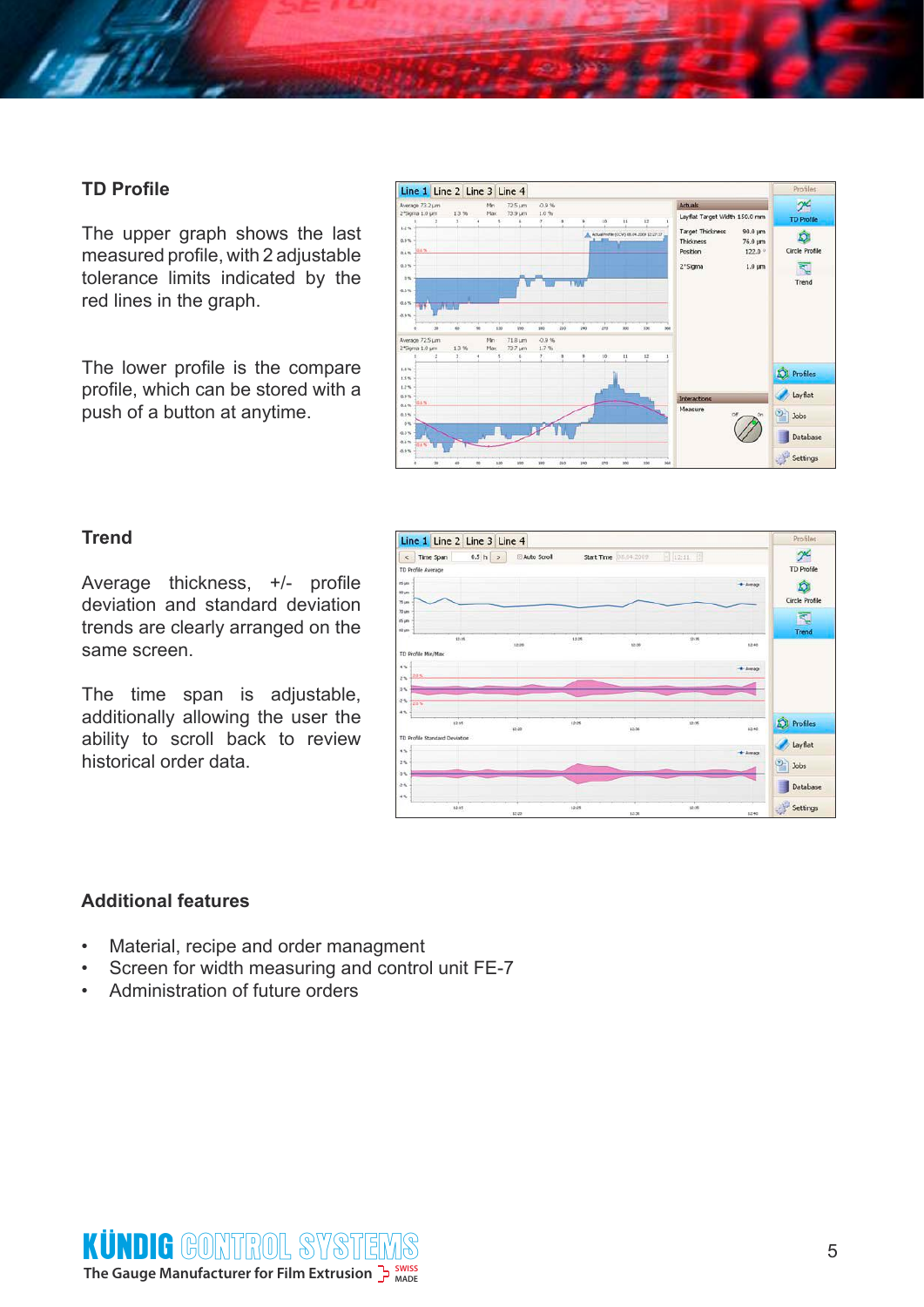## TD Profile

The upper graph shows the last measured profile, with 2 adjustable tolerance limits indicated by the red lines in the graph.

The lower profile is the compare profile, which can be stored with a push of a button at anytime.

## Trend

Average thickness, +/- profile deviation and standard deviation trends are clearly arranged on the same screen.

The time span is adjustable, additionally allowing the user the ability to scroll back to review historical order data.

## Additional features

- Material, recipe and order managment
- Screen for width measuring and control unit FE-7
- Administration of future orders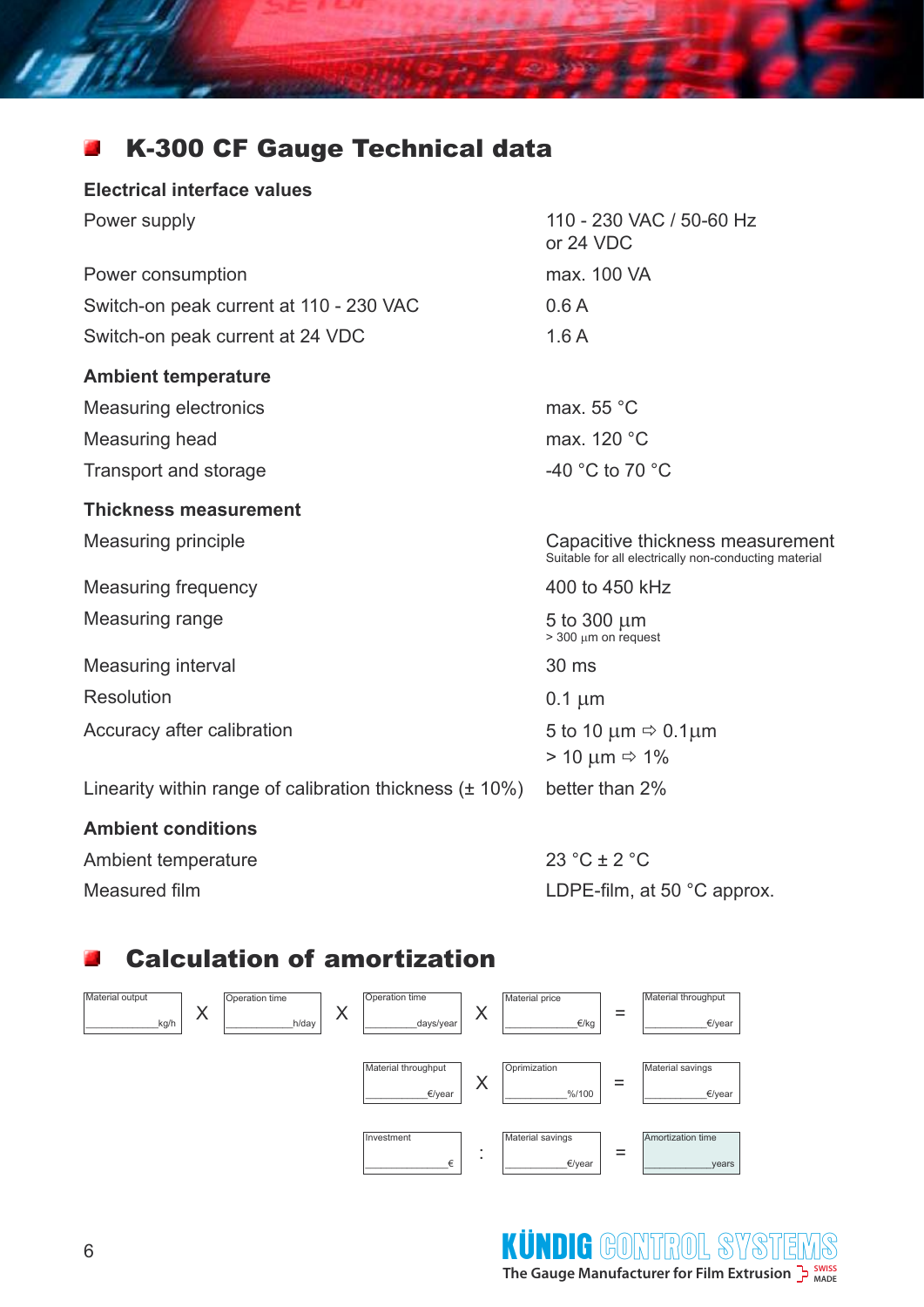## K-300 CF Gauge Technical data

| | |
|---|---|
| **Electrical interface values** | |
| Power supply | 110 - 230 VAC / 50-60 Hz or 24 VDC |
| Power consumption | max. 100 VA |
| Switch-on peak current at 110 - 230 VAC | 0.6 A |
| Switch-on peak current at 24 VDC | 1.6 A |
| **Ambient temperature** | |
| Measuring electronics | max. 55 °C |
| Measuring head | max. 120 °C |
| Transport and storage | -40 °C to 70 °C |
| **Thickness measurement** | |
| Measuring principle | Capacitive thickness measurement<br>Suitable for all electrically non-conducting material |
| Measuring frequency | 400 to 450 kHz |
| Measuring range | 5 to 300 µm<br>> 300 µm on request |
| Measuring interval | 30 ms |
| Resolution | 0.1 µm |
| Accuracy after calibration | 5 to 10 µm ⇨ 0.1µm<br>> 10 µm ⇨ 1% |
| Linearity within range of calibration thickness (± 10%) | better than 2% |
| **Ambient conditions** | |
| Ambient temperature | 23 °C ± 2 °C |
| Measured film | LDPE-film, at 50 °C approx. |

## Calculation of amortization

| | | | | | | | | |
|---|---|---|---|---|---|---|---|---|
| Material output ______ kg/h | X | Operation time ______ h/day | X | Operation time ______ days/year | X | Material price ______ €/kg | = | Material throughput ______ €/year |
| | | | | Material throughput ______ €/year | X | Oprimization ______ %/100 | = | Material savings ______ €/year |
| | | | | Investment ______ € | : | Material savings ______ €/year | = | Amortization time ______ years |

KÜNDIG CONTROL SYSTEMS
The Gauge Manufacturer for Film Extrusion — SWISS MADE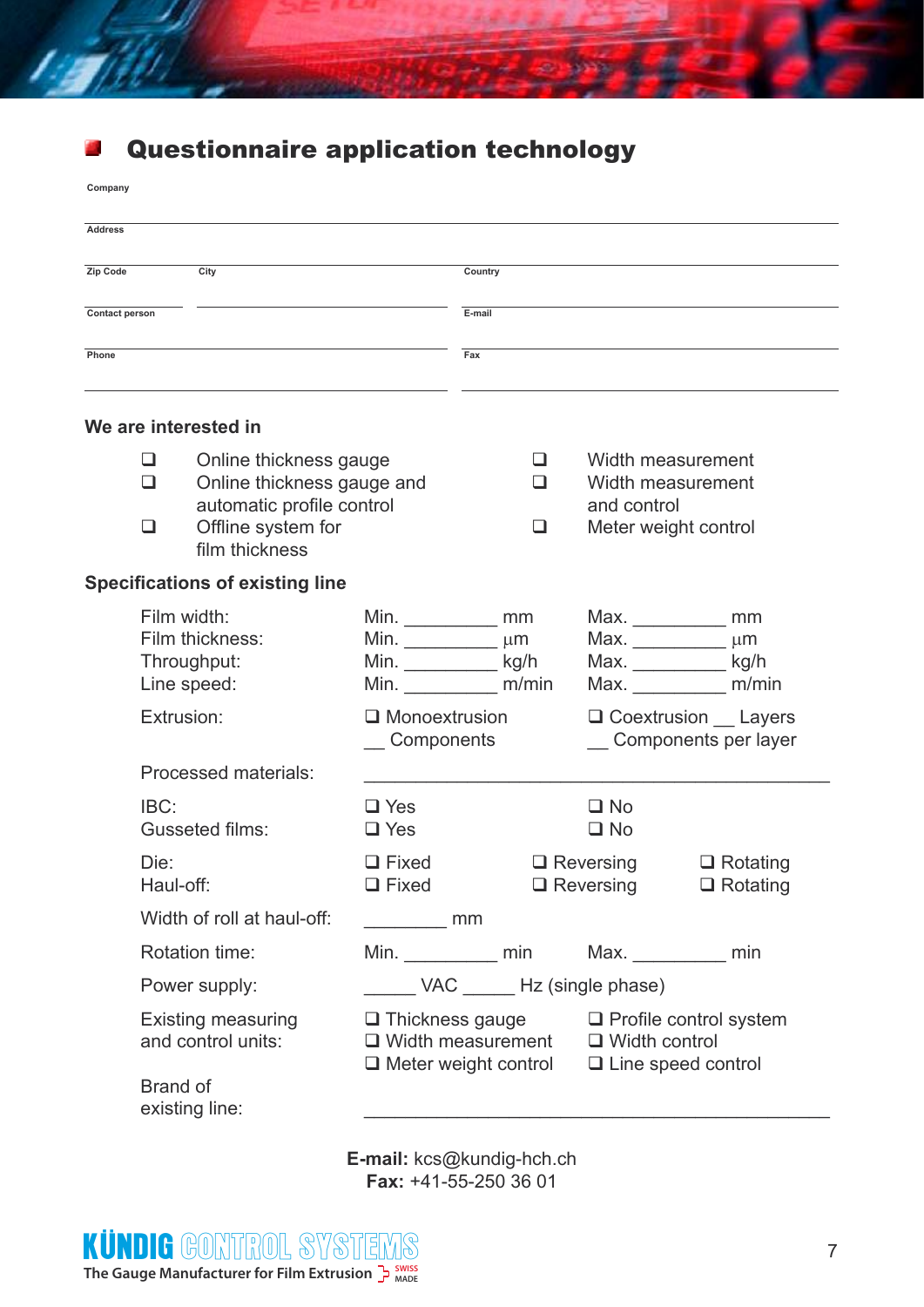## Questionnaire application technology

Company

Address

Zip Code | City | Country

Contact person | E-mail

Phone | Fax

### We are interested in

- ❑ Online thickness gauge
- ❑ Online thickness gauge and automatic profile control
- ❑ Offline system for film thickness
- ❑ Width measurement
- ❑ Width measurement and control
- ❑ Meter weight control

### Specifications of existing line

| | | |
|---|---|---|
| Film width: | Min. _________ mm | Max. _________ mm |
| Film thickness: | Min. _________ µm | Max. _________ µm |
| Throughput: | Min. _________ kg/h | Max. _________ kg/h |
| Line speed: | Min. _________ m/min | Max. _________ m/min |

Extrusion: ❑ Monoextrusion __ Components ❑ Coextrusion __ Layers __ Components per layer

Processed materials: ____________________________________________

IBC: ❑ Yes ❑ No

Gusseted films: ❑ Yes ❑ No

Die: ❑ Fixed ❑ Reversing ❑ Rotating

Haul-off: ❑ Fixed ❑ Reversing ❑ Rotating

Width of roll at haul-off: ________ mm

Rotation time: Min. _________ min Max. _________ min

Power supply: _____ VAC _____ Hz (single phase)

Existing measuring and control units:
- ❑ Thickness gauge
- ❑ Profile control system
- ❑ Width measurement
- ❑ Width control
- ❑ Meter weight control
- ❑ Line speed control

Brand of existing line: ____________________________________________

**E-mail:** kcs@kundig-hch.ch
**Fax:** +41-55-250 36 01

KÜNDIG CONTROL SYSTEMS
The Gauge Manufacturer for Film Extrusion SWISS MADE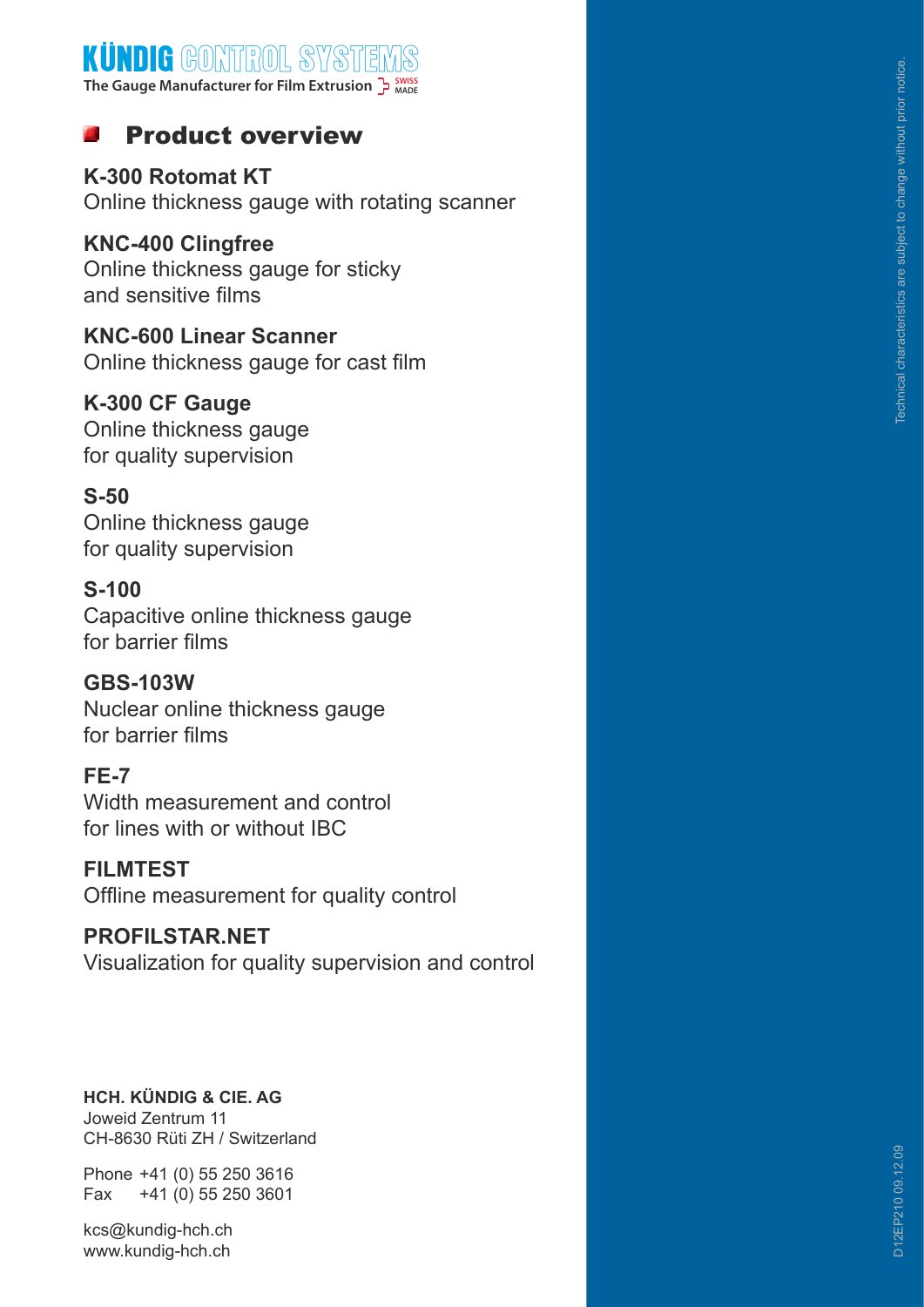KÜNDIG CONTROL SYSTEMS

The Gauge Manufacturer for Film Extrusion SWISS MADE

## Product overview

**K-300 Rotomat KT**
Online thickness gauge with rotating scanner

**KNC-400 Clingfree**
Online thickness gauge for sticky and sensitive films

**KNC-600 Linear Scanner**
Online thickness gauge for cast film

**K-300 CF Gauge**
Online thickness gauge for quality supervision

**S-50**
Online thickness gauge for quality supervision

**S-100**
Capacitive online thickness gauge for barrier films

**GBS-103W**
Nuclear online thickness gauge for barrier films

**FE-7**
Width measurement and control for lines with or without IBC

**FILMTEST**
Offline measurement for quality control

**PROFILSTAR.NET**
Visualization for quality supervision and control

**HCH. KÜNDIG & CIE. AG**
Joweid Zentrum 11
CH-8630 Rüti ZH / Switzerland

Phone +41 (0) 55 250 3616
Fax +41 (0) 55 250 3601

kcs@kundig-hch.ch
www.kundig-hch.ch

Technical characteristics are subject to change without prior notice.

D12EP210 09.12.09